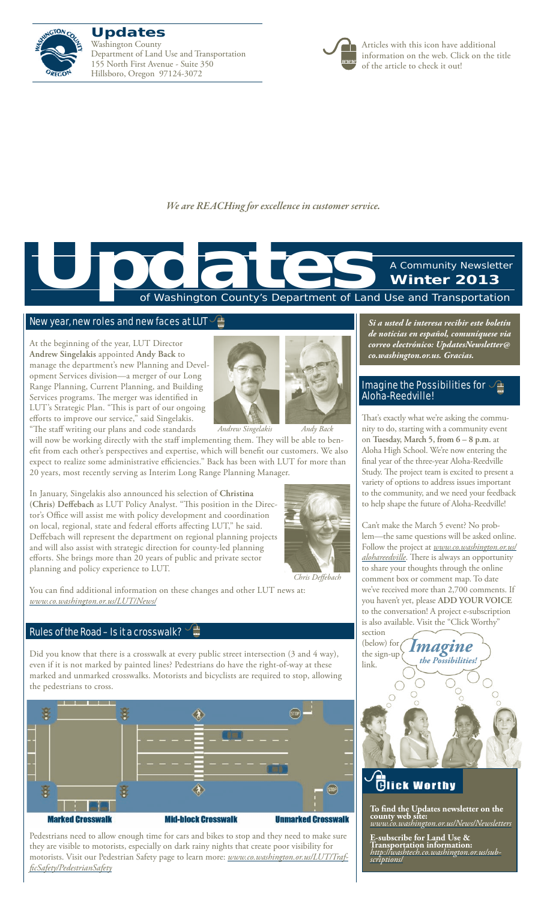# Updates

Washington County
Department of Land Use and Transportation
155 North First Avenue - Suite 350
Hillsboro, Oregon 97124-3072

Articles with this icon have additional information on the web. Click on the title of the article to check it out!

*We are REACHing for excellence in customer service.*

# Updates

A Community Newsletter
**Winter 2013**
of Washington County's Department of Land Use and Transportation

## New year, new roles and new faces at LUT

At the beginning of the year, LUT Director **Andrew Singelakis** appointed **Andy Back** to manage the department's new Planning and Development Services division—a merger of our Long Range Planning, Current Planning, and Building Services programs. The merger was identified in LUT's Strategic Plan. "This is part of our ongoing efforts to improve our service," said Singelakis. "The staff writing our plans and code standards will now be working directly with the staff implementing them. They will be able to benefit from each other's perspectives and expertise, which will benefit our customers. We also expect to realize some administrative efficiencies." Back has been with LUT for more than 20 years, most recently serving as Interim Long Range Planning Manager.

*Andrew Singelakis* *Andy Back*

In January, Singelakis also announced his selection of **Christina (Chris) Deffebach** as LUT Policy Analyst. "This position in the Director's Office will assist me with policy development and coordination on local, regional, state and federal efforts affecting LUT," he said. Deffebach will represent the department on regional planning projects and will also assist with strategic direction for county-led planning efforts. She brings more than 20 years of public and private sector planning and policy experience to LUT.

*Chris Deffebach*

You can find additional information on these changes and other LUT news at: *www.co.washington.or.us/LUT/News/*

## Rules of the Road – Is it a crosswalk?

Did you know that there is a crosswalk at every public street intersection (3 and 4 way), even if it is not marked by painted lines? Pedestrians do have the right-of-way at these marked and unmarked crosswalks. Motorists and bicyclists are required to stop, allowing the pedestrians to cross.

**Marked Crosswalk** **Mid-block Crosswalk** **Unmarked Crosswalk**

Pedestrians need to allow enough time for cars and bikes to stop and they need to make sure they are visible to motorists, especially on dark rainy nights that create poor visibility for motorists. Visit our Pedestrian Safety page to learn more: *www.co.washington.or.us/LUT/TrafficSafety/PedestrianSafety*

***Si a usted le interesa recibir este boletín de noticias en español, comuníquese via correo electrónico: UpdatesNewsletter@co.washington.or.us. Gracias.***

## Imagine the Possibilities for Aloha-Reedville!

That's exactly what we're asking the community to do, starting with a community event on **Tuesday, March 5, from 6 – 8 p.m.** at Aloha High School. We're now entering the final year of the three-year Aloha-Reedville Study. The project team is excited to present a variety of options to address issues important to the community, and we need your feedback to help shape the future of Aloha-Reedville!

Can't make the March 5 event? No problem—the same questions will be asked online. Follow the project at *www.co.washington.or.us/alohareedville*. There is always an opportunity to share your thoughts through the online comment box or comment map. To date we've received more than 2,700 comments. If you haven't yet, please **ADD YOUR VOICE** to the conversation! A project e-subscription is also available. Visit the "Click Worthy" section (below) for the sign-up link.

*Imagine the Possibilities!*

## Click Worthy

**To find the Updates newsletter on the county web site:**
*www.co.washington.or.us/News/Newsletters*

**E-subscribe for Land Use & Transportation information:**
*http://washtech.co.washington.or.us/subscriptions/*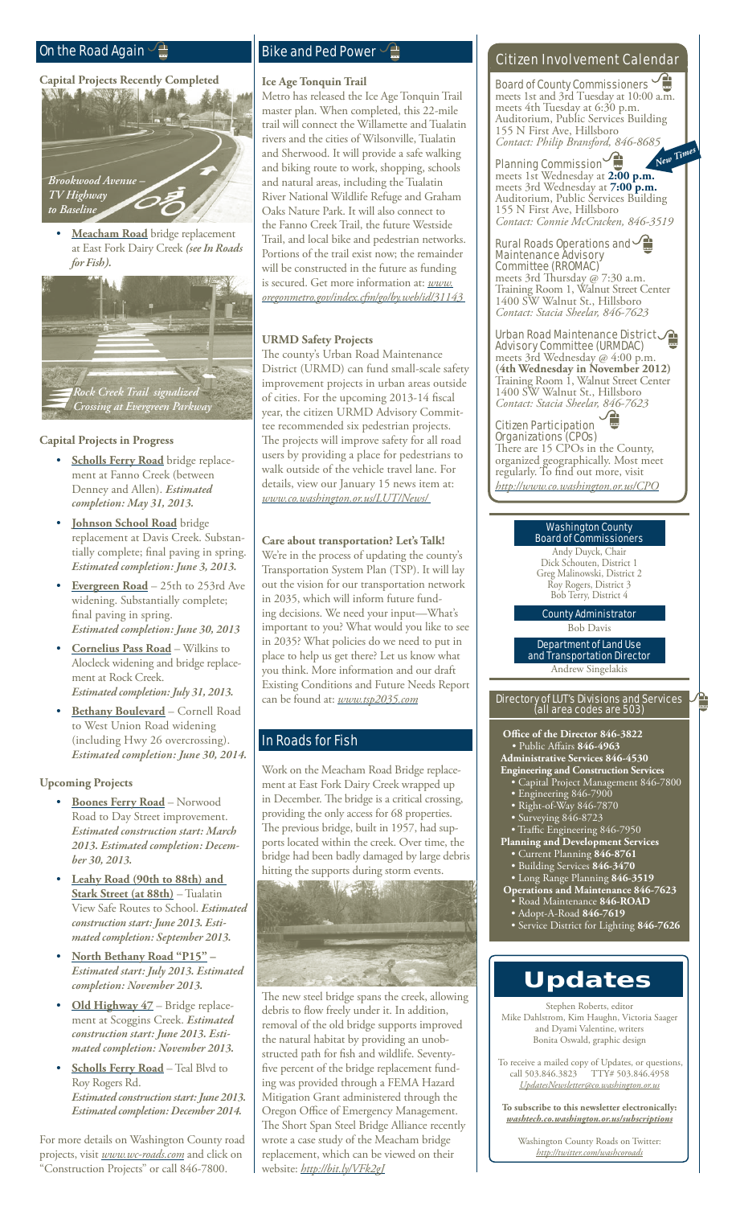## On the Road Again

**Capital Projects Recently Completed**

*Brookwood Avenue – TV Highway to Baseline*

- **Meacham Road** bridge replacement at East Fork Dairy Creek *(see In Roads for Fish).*

*Rock Creek Trail signalized Crossing at Evergreen Parkway*

**Capital Projects in Progress**

- **Scholls Ferry Road** bridge replacement at Fanno Creek (between Denney and Allen). ***Estimated completion: May 31, 2013.***
- **Johnson School Road** bridge replacement at Davis Creek. Substantially complete; final paving in spring. ***Estimated completion: June 3, 2013.***
- **Evergreen Road** – 25th to 253rd Ave widening. Substantially complete; final paving in spring. ***Estimated completion: June 30, 2013***
- **Cornelius Pass Road** – Wilkins to Alocleck widening and bridge replacement at Rock Creek. ***Estimated completion: July 31, 2013.***
- **Bethany Boulevard** – Cornell Road to West Union Road widening (including Hwy 26 overcrossing). ***Estimated completion: June 30, 2014.***

**Upcoming Projects**

- **Boones Ferry Road** – Norwood Road to Day Street improvement. ***Estimated construction start: March 2013. Estimated completion: December 30, 2013.***
- **Leahy Road (90th to 88th) and Stark Street (at 88th)** – Tualatin View Safe Routes to School. ***Estimated construction start: June 2013. Estimated completion: September 2013.***
- **North Bethany Road "P15"** – ***Estimated start: July 2013. Estimated completion: November 2013.***
- **Old Highway 47** – Bridge replacement at Scoggins Creek. ***Estimated construction start: June 2013. Estimated completion: November 2013.***
- **Scholls Ferry Road** – Teal Blvd to Roy Rogers Rd. ***Estimated construction start: June 2013. Estimated completion: December 2014.***

For more details on Washington County road projects, visit *www.wc-roads.com* and click on "Construction Projects" or call 846-7800.

## Bike and Ped Power

**Ice Age Tonquin Trail**

Metro has released the Ice Age Tonquin Trail master plan. When completed, this 22-mile trail will connect the Willamette and Tualatin rivers and the cities of Wilsonville, Tualatin and Sherwood. It will provide a safe walking and biking route to work, shopping, schools and natural areas, including the Tualatin River National Wildlife Refuge and Graham Oaks Nature Park. It will also connect to the Fanno Creek Trail, the future Westside Trail, and local bike and pedestrian networks. Portions of the trail exist now; the remainder will be constructed in the future as funding is secured. Get more information at: *www.oregonmetro.gov/index.cfm/go/by.web/id/31143*

**URMD Safety Projects**

The county's Urban Road Maintenance District (URMD) can fund small-scale safety improvement projects in urban areas outside of cities. For the upcoming 2013-14 fiscal year, the citizen URMD Advisory Committee recommended six pedestrian projects. The projects will improve safety for all road users by providing a place for pedestrians to walk outside of the vehicle travel lane. For details, view our January 15 news item at: *www.co.washington.or.us/LUT/News/*

**Care about transportation? Let's Talk!**

We're in the process of updating the county's Transportation System Plan (TSP). It will lay out the vision for our transportation network in 2035, which will inform future funding decisions. We need your input—What's important to you? What would you like to see in 2035? What policies do we need to put in place to help us get there? Let us know what you think. More information and our draft Existing Conditions and Future Needs Report can be found at: *www.tsp2035.com*

## In Roads for Fish

Work on the Meacham Road Bridge replacement at East Fork Dairy Creek wrapped up in December. The bridge is a critical crossing, providing the only access for 68 properties. The previous bridge, built in 1957, had supports located within the creek. Over time, the bridge had been badly damaged by large debris hitting the supports during storm events.

The new steel bridge spans the creek, allowing debris to flow freely under it. In addition, removal of the old bridge supports improved the natural habitat by providing an unobstructed path for fish and wildlife. Seventy-five percent of the bridge replacement funding was provided through a FEMA Hazard Mitigation Grant administered through the Oregon Office of Emergency Management. The Short Span Steel Bridge Alliance recently wrote a case study of the Meacham bridge replacement, which can be viewed on their website: *http://bit.ly/VFk2gI*

## Citizen Involvement Calendar

**Board of County Commissioners**
meets 1st and 3rd Tuesday at 10:00 a.m.
meets 4th Tuesday at 6:30 p.m.
Auditorium, Public Services Building
155 N First Ave, Hillsboro
*Contact: Philip Bransford, 846-8685*

**Planning Commission** *New Times*
meets 1st Wednesday at **2:00 p.m.**
meets 3rd Wednesday at **7:00 p.m.**
Auditorium, Public Services Building
155 N First Ave, Hillsboro
*Contact: Connie McCracken, 846-3519*

**Rural Roads Operations and Maintenance Advisory Committee (RROMAC)**
meets 3rd Thursday @ 7:30 a.m.
Training Room 1, Walnut Street Center
1400 SW Walnut St., Hillsboro
*Contact: Stacia Sheelar, 846-7623*

**Urban Road Maintenance District Advisory Committee (URMDAC)**
meets 3rd Wednesday @ 4:00 p.m.
**(4th Wednesday in November 2012)**
Training Room 1, Walnut Street Center
1400 SW Walnut St., Hillsboro
*Contact: Stacia Sheelar, 846-7623*

**Citizen Participation Organizations (CPOs)**
There are 15 CPOs in the County, organized geographically. Most meet regularly. To find out more, visit *http://www.co.washington.or.us/CPO*

**Washington County Board of Commissioners**
Andy Duyck, Chair
Dick Schouten, District 1
Greg Malinowski, District 2
Roy Rogers, District 3
Bob Terry, District 4

**County Administrator**
Bob Davis

**Department of Land Use and Transportation Director**
Andrew Singelakis

**Directory of LUT's Divisions and Services (all area codes are 503)**

**Office of the Director 846-3822**
- Public Affairs **846-4963**

**Administrative Services 846-4530**

**Engineering and Construction Services**
- Capital Project Management 846-7800
- Engineering 846-7900
- Right-of-Way 846-7870
- Surveying 846-8723
- Traffic Engineering 846-7950

**Planning and Development Services**
- Current Planning **846-8761**
- Building Services **846-3470**
- Long Range Planning **846-3519**

**Operations and Maintenance 846-7623**
- Road Maintenance **846-ROAD**
- Adopt-A-Road **846-7619**
- Service District for Lighting **846-7626**

# Updates

Stephen Roberts, editor
Mike Dahlstrom, Kim Haughn, Victoria Saager and Dyami Valentine, writers
Bonita Oswald, graphic design

To receive a mailed copy of Updates, or questions, call 503.846.3823 TTY# 503.846.4958
*UpdatesNewsletter@co.washington.or.us*

**To subscribe to this newsletter electronically:** ***washtech.co.washington.or.us/subscriptions***

Washington County Roads on Twitter:
*http://twitter.com/washcoroads*